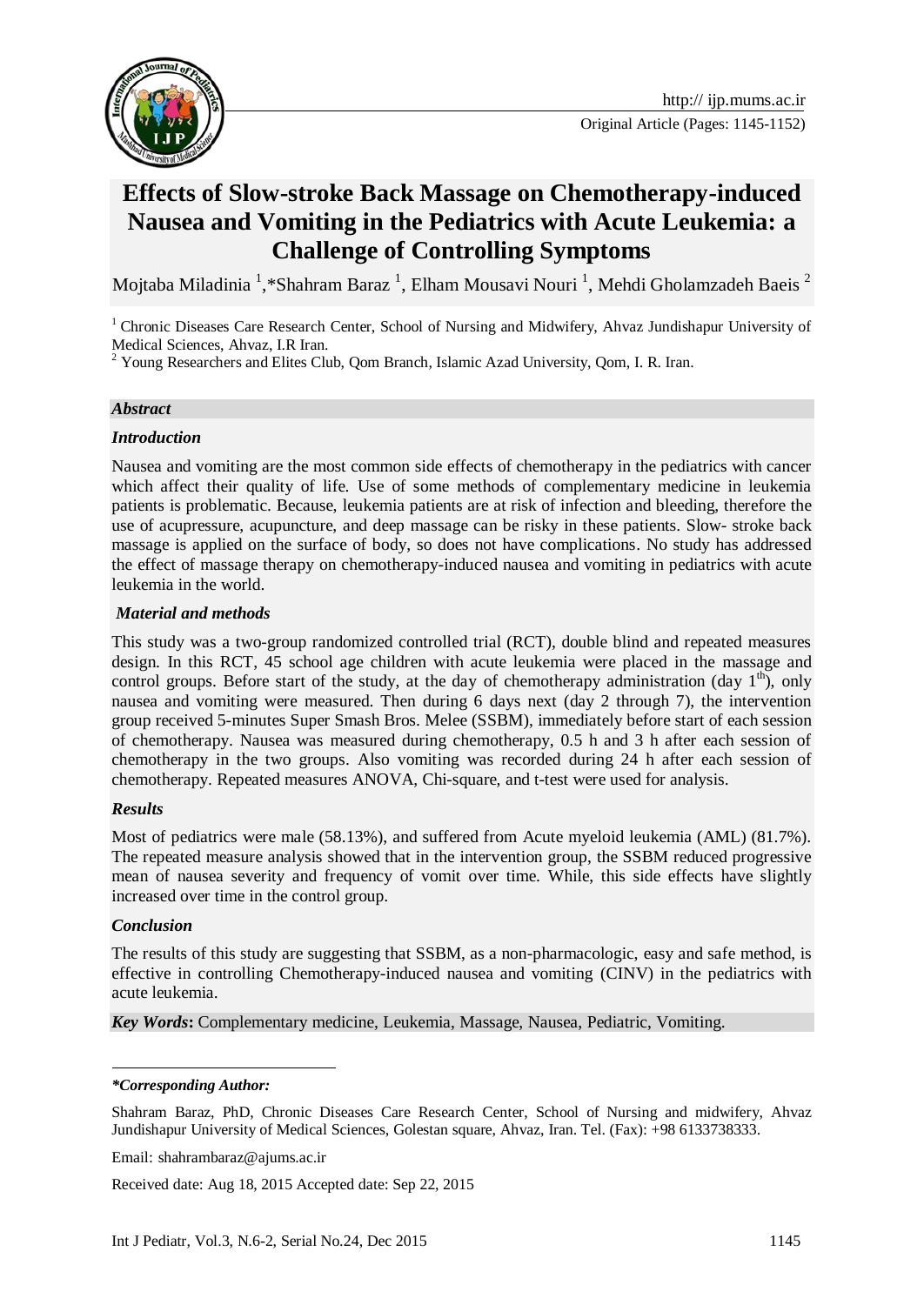http:// ijp.mums.ac.ir

Original Article (Pages: 1145-1152)

# Effects of Slow-stroke Back Massage on Chemotherapy-induced Nausea and Vomiting in the Pediatrics with Acute Leukemia: a Challenge of Controlling Symptoms

Mojtaba Miladinia [1], *Shahram Baraz [1], Elham Mousavi Nouri [1], Mehdi Gholamzadeh Baeis [2]

[1] Chronic Diseases Care Research Center, School of Nursing and Midwifery, Ahvaz Jundishapur University of Medical Sciences, Ahvaz, I.R Iran.
[2] Young Researchers and Elites Club, Qom Branch, Islamic Azad University, Qom, I. R. Iran.

***Abstract***

***Introduction***

Nausea and vomiting are the most common side effects of chemotherapy in the pediatrics with cancer which affect their quality of life. Use of some methods of complementary medicine in leukemia patients is problematic. Because, leukemia patients are at risk of infection and bleeding, therefore the use of acupressure, acupuncture, and deep massage can be risky in these patients. Slow- stroke back massage is applied on the surface of body, so does not have complications. No study has addressed the effect of massage therapy on chemotherapy-induced nausea and vomiting in pediatrics with acute leukemia in the world.

***Material and methods***

This study was a two-group randomized controlled trial (RCT), double blind and repeated measures design. In this RCT, 45 school age children with acute leukemia were placed in the massage and control groups. Before start of the study, at the day of chemotherapy administration (day 1[th]), only nausea and vomiting were measured. Then during 6 days next (day 2 through 7), the intervention group received 5-minutes Super Smash Bros. Melee (SSBM), immediately before start of each session of chemotherapy. Nausea was measured during chemotherapy, 0.5 h and 3 h after each session of chemotherapy in the two groups. Also vomiting was recorded during 24 h after each session of chemotherapy. Repeated measures ANOVA, Chi-square, and t-test were used for analysis.

***Results***

Most of pediatrics were male (58.13%), and suffered from Acute myeloid leukemia (AML) (81.7%). The repeated measure analysis showed that in the intervention group, the SSBM reduced progressive mean of nausea severity and frequency of vomit over time. While, this side effects have slightly increased over time in the control group.

***Conclusion***

The results of this study are suggesting that SSBM, as a non-pharmacologic, easy and safe method, is effective in controlling Chemotherapy-induced nausea and vomiting (CINV) in the pediatrics with acute leukemia.

***Key Words*:** Complementary medicine, Leukemia, Massage, Nausea, Pediatric, Vomiting.

***\*Corresponding Author:***

Shahram Baraz, PhD, Chronic Diseases Care Research Center, School of Nursing and midwifery, Ahvaz Jundishapur University of Medical Sciences, Golestan square, Ahvaz, Iran. Tel. (Fax): +98 6133738333.

Email: shahrambaraz@ajums.ac.ir

Received date: Aug 18, 2015 Accepted date: Sep 22, 2015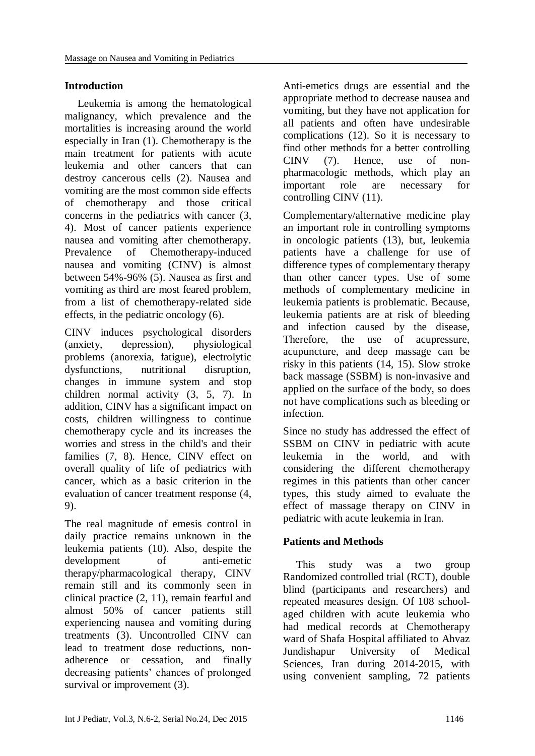## Introduction

Leukemia is among the hematological malignancy, which prevalence and the mortalities is increasing around the world especially in Iran (1). Chemotherapy is the main treatment for patients with acute leukemia and other cancers that can destroy cancerous cells (2). Nausea and vomiting are the most common side effects of chemotherapy and those critical concerns in the pediatrics with cancer (3, 4). Most of cancer patients experience nausea and vomiting after chemotherapy. Prevalence of Chemotherapy-induced nausea and vomiting (CINV) is almost between 54%-96% (5). Nausea as first and vomiting as third are most feared problem, from a list of chemotherapy-related side effects, in the pediatric oncology (6).

CINV induces psychological disorders (anxiety, depression), physiological problems (anorexia, fatigue), electrolytic dysfunctions, nutritional disruption, changes in immune system and stop children normal activity (3, 5, 7). In addition, CINV has a significant impact on costs, children willingness to continue chemotherapy cycle and its increases the worries and stress in the child's and their families (7, 8). Hence, CINV effect on overall quality of life of pediatrics with cancer, which as a basic criterion in the evaluation of cancer treatment response (4, 9).

The real magnitude of emesis control in daily practice remains unknown in the leukemia patients (10). Also, despite the development of anti-emetic therapy/pharmacological therapy, CINV remain still and its commonly seen in clinical practice (2, 11), remain fearful and almost 50% of cancer patients still experiencing nausea and vomiting during treatments (3). Uncontrolled CINV can lead to treatment dose reductions, non-adherence or cessation, and finally decreasing patients' chances of prolonged survival or improvement (3).

Anti-emetics drugs are essential and the appropriate method to decrease nausea and vomiting, but they have not application for all patients and often have undesirable complications (12). So it is necessary to find other methods for a better controlling CINV (7). Hence, use of non-pharmacologic methods, which play an important role are necessary for controlling CINV (11).

Complementary/alternative medicine play an important role in controlling symptoms in oncologic patients (13), but, leukemia patients have a challenge for use of difference types of complementary therapy than other cancer types. Use of some methods of complementary medicine in leukemia patients is problematic. Because, leukemia patients are at risk of bleeding and infection caused by the disease, Therefore, the use of acupressure, acupuncture, and deep massage can be risky in this patients (14, 15). Slow stroke back massage (SSBM) is non-invasive and applied on the surface of the body, so does not have complications such as bleeding or infection.

Since no study has addressed the effect of SSBM on CINV in pediatric with acute leukemia in the world, and with considering the different chemotherapy regimes in this patients than other cancer types, this study aimed to evaluate the effect of massage therapy on CINV in pediatric with acute leukemia in Iran.

## Patients and Methods

This study was a two group Randomized controlled trial (RCT), double blind (participants and researchers) and repeated measures design. Of 108 school-aged children with acute leukemia who had medical records at Chemotherapy ward of Shafa Hospital affiliated to Ahvaz Jundishapur University of Medical Sciences, Iran during 2014-2015, with using convenient sampling, 72 patients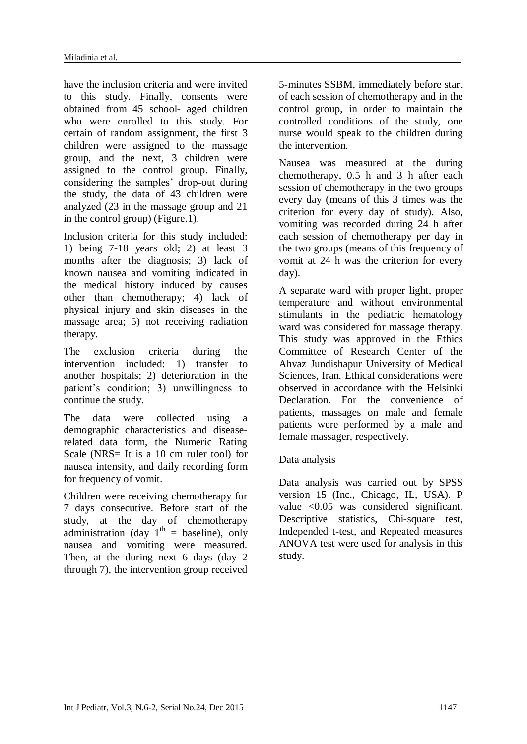have the inclusion criteria and were invited to this study. Finally, consents were obtained from 45 school- aged children who were enrolled to this study. For certain of random assignment, the first 3 children were assigned to the massage group, and the next, 3 children were assigned to the control group. Finally, considering the samples' drop-out during the study, the data of 43 children were analyzed (23 in the massage group and 21 in the control group) (Figure.1).

Inclusion criteria for this study included: 1) being 7-18 years old; 2) at least 3 months after the diagnosis; 3) lack of known nausea and vomiting indicated in the medical history induced by causes other than chemotherapy; 4) lack of physical injury and skin diseases in the massage area; 5) not receiving radiation therapy.

The exclusion criteria during the intervention included: 1) transfer to another hospitals; 2) deterioration in the patient's condition; 3) unwillingness to continue the study.

The data were collected using a demographic characteristics and disease-related data form, the Numeric Rating Scale (NRS= It is a 10 cm ruler tool) for nausea intensity, and daily recording form for frequency of vomit.

Children were receiving chemotherapy for 7 days consecutive. Before start of the study, at the day of chemotherapy administration (day $1^{th}$ = baseline), only nausea and vomiting were measured. Then, at the during next 6 days (day 2 through 7), the intervention group received 5-minutes SSBM, immediately before start of each session of chemotherapy and in the control group, in order to maintain the controlled conditions of the study, one nurse would speak to the children during the intervention.

Nausea was measured at the during chemotherapy, 0.5 h and 3 h after each session of chemotherapy in the two groups every day (means of this 3 times was the criterion for every day of study). Also, vomiting was recorded during 24 h after each session of chemotherapy per day in the two groups (means of this frequency of vomit at 24 h was the criterion for every day).

A separate ward with proper light, proper temperature and without environmental stimulants in the pediatric hematology ward was considered for massage therapy. This study was approved in the Ethics Committee of Research Center of the Ahvaz Jundishapur University of Medical Sciences, Iran. Ethical considerations were observed in accordance with the Helsinki Declaration. For the convenience of patients, massages on male and female patients were performed by a male and female massager, respectively.

Data analysis

Data analysis was carried out by SPSS version 15 (Inc., Chicago, IL, USA). P value <0.05 was considered significant. Descriptive statistics, Chi-square test, Independed t-test, and Repeated measures ANOVA test were used for analysis in this study.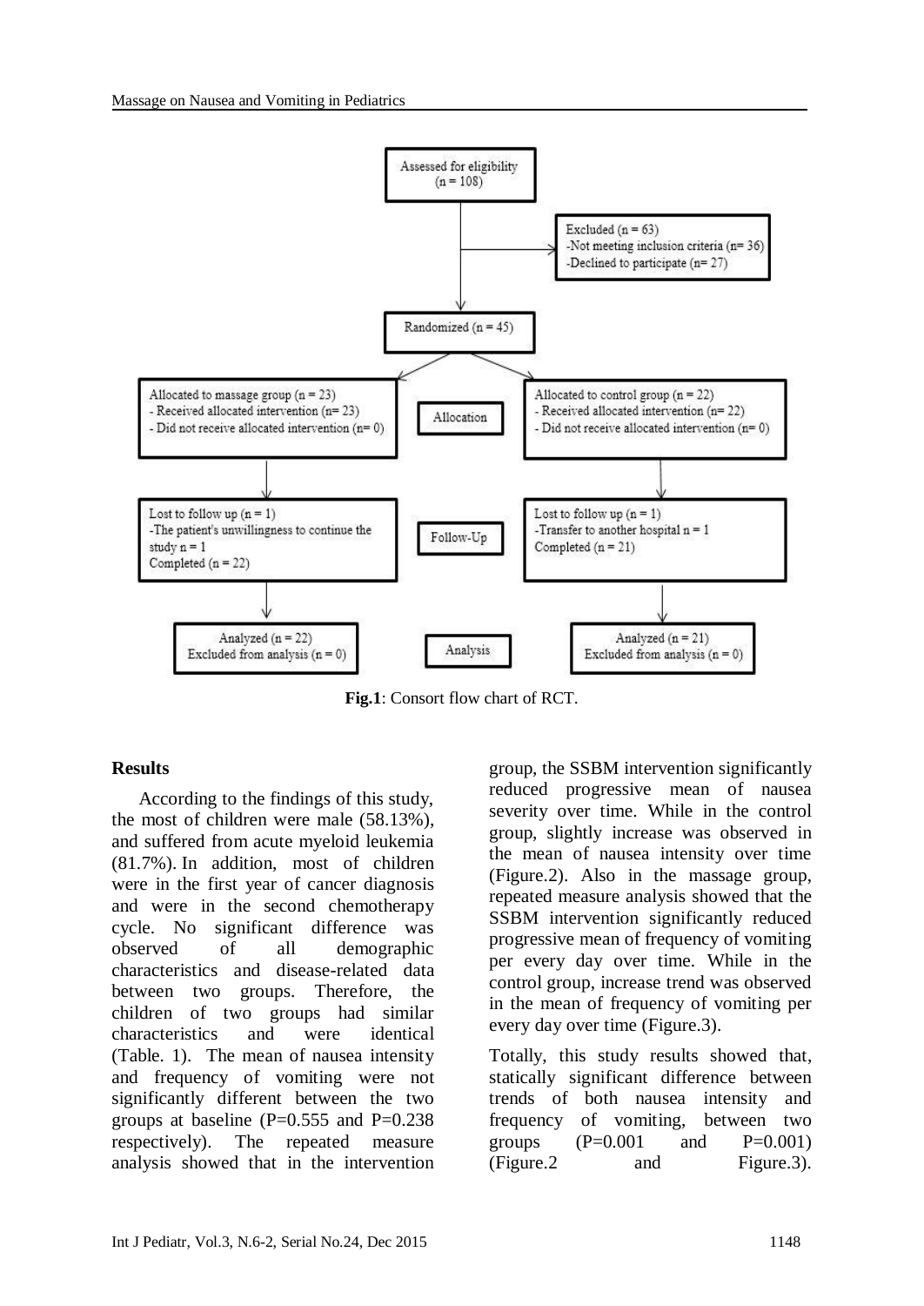Assessed for eligibility (n = 108)

Excluded (n = 63)
-Not meeting inclusion criteria (n= 36)
-Declined to participate (n= 27)

Randomized (n = 45)

**Allocation**

Allocated to massage group (n = 23)
- Received allocated intervention (n= 23)
- Did not receive allocated intervention (n= 0)

Allocated to control group (n = 22)
- Received allocated intervention (n= 22)
- Did not receive allocated intervention (n= 0)

**Follow-Up**

Lost to follow up (n = 1)
-The patient's unwillingness to continue the study n = 1
Completed (n = 22)

Lost to follow up (n = 1)
-Transfer to another hospital n = 1
Completed (n = 21)

**Analysis**

Analyzed (n = 22)
Excluded from analysis (n = 0)

Analyzed (n = 21)
Excluded from analysis (n = 0)

**Fig.1**: Consort flow chart of RCT.

## Results

According to the findings of this study, the most of children were male (58.13%), and suffered from acute myeloid leukemia (81.7%). In addition, most of children were in the first year of cancer diagnosis and were in the second chemotherapy cycle. No significant difference was observed of all demographic characteristics and disease-related data between two groups. Therefore, the children of two groups had similar characteristics and were identical (Table. 1). The mean of nausea intensity and frequency of vomiting were not significantly different between the two groups at baseline (P=0.555 and P=0.238 respectively). The repeated measure analysis showed that in the intervention group, the SSBM intervention significantly reduced progressive mean of nausea severity over time. While in the control group, slightly increase was observed in the mean of nausea intensity over time (Figure.2). Also in the massage group, repeated measure analysis showed that the SSBM intervention significantly reduced progressive mean of frequency of vomiting per every day over time. While in the control group, increase trend was observed in the mean of frequency of vomiting per every day over time (Figure.3).

Totally, this study results showed that, statically significant difference between trends of both nausea intensity and frequency of vomiting, between two groups (P=0.001 and P=0.001) (Figure.2 and Figure.3).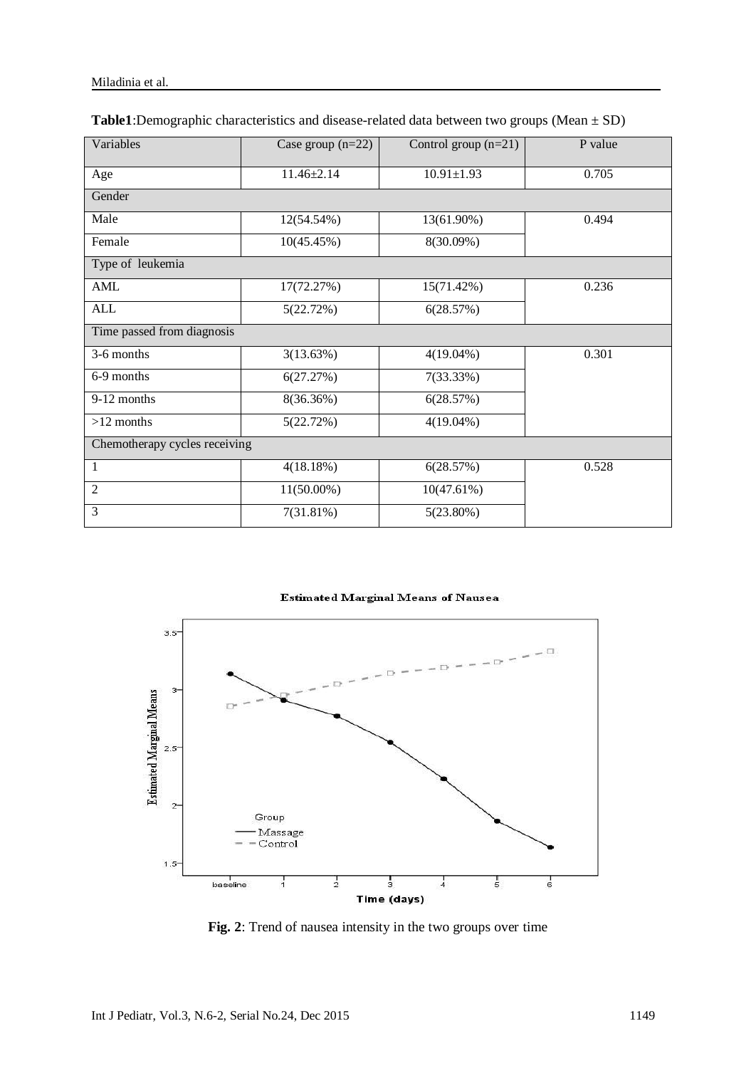**Table1**:Demographic characteristics and disease-related data between two groups (Mean ± SD)

| Variables | Case group (n=22) | Control group (n=21) | P value |
|---|---|---|---|
| Age | 11.46±2.14 | 10.91±1.93 | 0.705 |
| Gender | | | |
| Male | 12(54.54%) | 13(61.90%) | 0.494 |
| Female | 10(45.45%) | 8(30.09%) | |
| Type of leukemia | | | |
| AML | 17(72.27%) | 15(71.42%) | 0.236 |
| ALL | 5(22.72%) | 6(28.57%) | |
| Time passed from diagnosis | | | |
| 3-6 months | 3(13.63%) | 4(19.04%) | 0.301 |
| 6-9 months | 6(27.27%) | 7(33.33%) | |
| 9-12 months | 8(36.36%) | 6(28.57%) | |
| >12 months | 5(22.72%) | 4(19.04%) | |
| Chemotherapy cycles receiving | | | |
| 1 | 4(18.18%) | 6(28.57%) | 0.528 |
| 2 | 11(50.00%) | 10(47.61%) | |
| 3 | 7(31.81%) | 5(23.80%) | |

Estimated Marginal Means of Nausea

Estimated Marginal Means

3.5
3
2.5
2
1.5

Group
Massage
Control

baseline 1 2 3 4 5 6

Time (days)

**Fig. 2**: Trend of nausea intensity in the two groups over time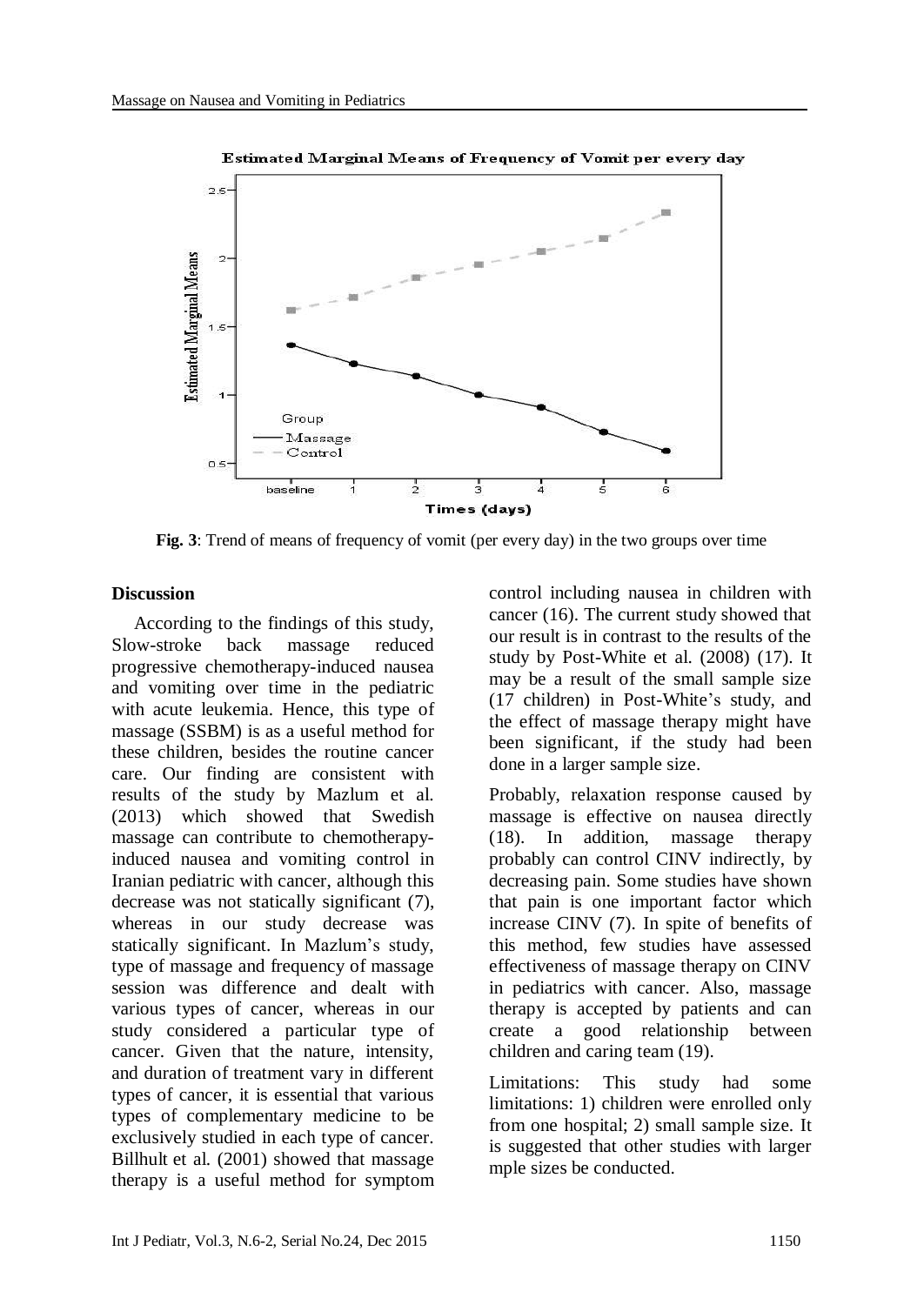Estimated Marginal Means of Frequency of Vomit per every day

Estimated Marginal Means

2.5
2
1.5
1
0.5

Group
Massage
Control

baseline 1 2 3 4 5 6

Times (days)

**Fig. 3**: Trend of means of frequency of vomit (per every day) in the two groups over time

## Discussion

According to the findings of this study, Slow-stroke back massage reduced progressive chemotherapy-induced nausea and vomiting over time in the pediatric with acute leukemia. Hence, this type of massage (SSBM) is as a useful method for these children, besides the routine cancer care. Our finding are consistent with results of the study by Mazlum et al. (2013) which showed that Swedish massage can contribute to chemotherapy-induced nausea and vomiting control in Iranian pediatric with cancer, although this decrease was not statically significant (7), whereas in our study decrease was statically significant. In Mazlum's study, type of massage and frequency of massage session was difference and dealt with various types of cancer, whereas in our study considered a particular type of cancer. Given that the nature, intensity, and duration of treatment vary in different types of cancer, it is essential that various types of complementary medicine to be exclusively studied in each type of cancer. Billhult et al. (2001) showed that massage therapy is a useful method for symptom control including nausea in children with cancer (16). The current study showed that our result is in contrast to the results of the study by Post-White et al. (2008) (17). It may be a result of the small sample size (17 children) in Post-White's study, and the effect of massage therapy might have been significant, if the study had been done in a larger sample size.

Probably, relaxation response caused by massage is effective on nausea directly (18). In addition, massage therapy probably can control CINV indirectly, by decreasing pain. Some studies have shown that pain is one important factor which increase CINV (7). In spite of benefits of this method, few studies have assessed effectiveness of massage therapy on CINV in pediatrics with cancer. Also, massage therapy is accepted by patients and can create a good relationship between children and caring team (19).

Limitations: This study had some limitations: 1) children were enrolled only from one hospital; 2) small sample size. It is suggested that other studies with larger mple sizes be conducted.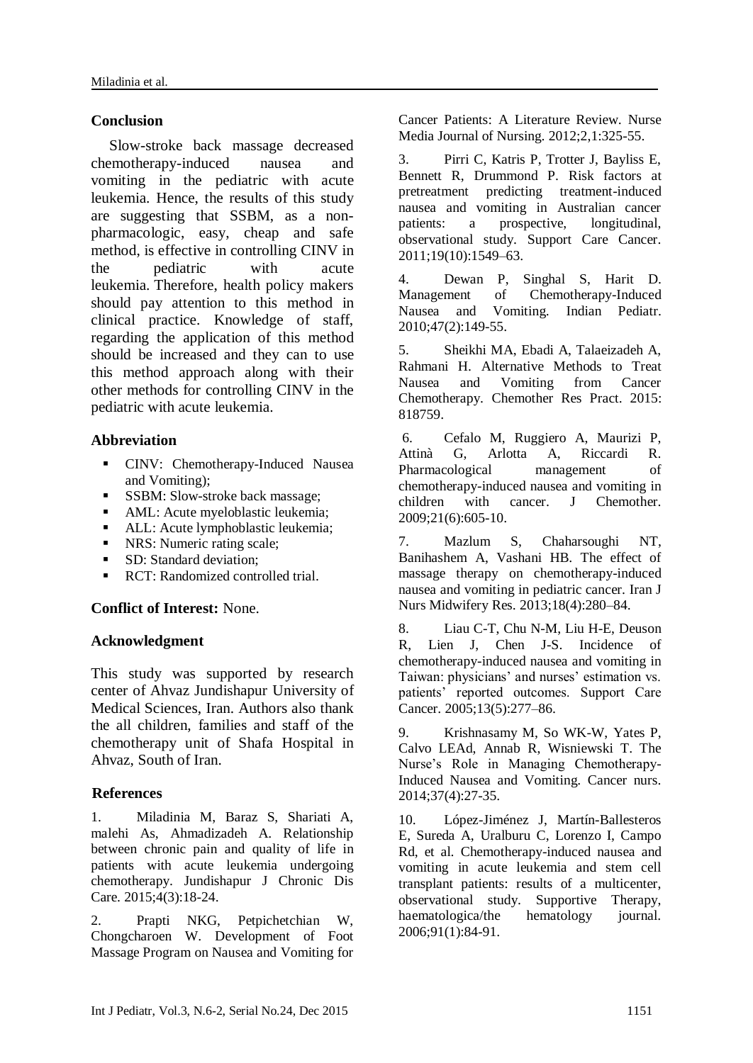## Conclusion

Slow-stroke back massage decreased chemotherapy-induced nausea and vomiting in the pediatric with acute leukemia. Hence, the results of this study are suggesting that SSBM, as a non-pharmacologic, easy, cheap and safe method, is effective in controlling CINV in the pediatric with acute leukemia. Therefore, health policy makers should pay attention to this method in clinical practice. Knowledge of staff, regarding the application of this method should be increased and they can to use this method approach along with their other methods for controlling CINV in the pediatric with acute leukemia.

## Abbreviation

- CINV: Chemotherapy-Induced Nausea and Vomiting);
- SSBM: Slow-stroke back massage;
- AML: Acute myeloblastic leukemia;
- ALL: Acute lymphoblastic leukemia;
- NRS: Numeric rating scale;
- SD: Standard deviation;
- RCT: Randomized controlled trial.

**Conflict of Interest:** None.

## Acknowledgment

This study was supported by research center of Ahvaz Jundishapur University of Medical Sciences, Iran. Authors also thank the all children, families and staff of the chemotherapy unit of Shafa Hospital in Ahvaz, South of Iran.

## References

1. Miladinia M, Baraz S, Shariati A, malehi As, Ahmadizadeh A. Relationship between chronic pain and quality of life in patients with acute leukemia undergoing chemotherapy. Jundishapur J Chronic Dis Care. 2015;4(3):18-24.

2. Prapti NKG, Petpichetchian W, Chongcharoen W. Development of Foot Massage Program on Nausea and Vomiting for Cancer Patients: A Literature Review. Nurse Media Journal of Nursing. 2012;2,1:325-55.

3. Pirri C, Katris P, Trotter J, Bayliss E, Bennett R, Drummond P. Risk factors at pretreatment predicting treatment-induced nausea and vomiting in Australian cancer patients: a prospective, longitudinal, observational study. Support Care Cancer. 2011;19(10):1549–63.

4. Dewan P, Singhal S, Harit D. Management of Chemotherapy-Induced Nausea and Vomiting. Indian Pediatr. 2010;47(2):149-55.

5. Sheikhi MA, Ebadi A, Talaeizadeh A, Rahmani H. Alternative Methods to Treat Nausea and Vomiting from Cancer Chemotherapy. Chemother Res Pract. 2015: 818759.

6. Cefalo M, Ruggiero A, Maurizi P, Attinà G, Arlotta A, Riccardi R. Pharmacological management of chemotherapy-induced nausea and vomiting in children with cancer. J Chemother. 2009;21(6):605-10.

7. Mazlum S, Chaharsoughi NT, Banihashem A, Vashani HB. The effect of massage therapy on chemotherapy-induced nausea and vomiting in pediatric cancer. Iran J Nurs Midwifery Res. 2013;18(4):280–84.

8. Liau C-T, Chu N-M, Liu H-E, Deuson R, Lien J, Chen J-S. Incidence of chemotherapy-induced nausea and vomiting in Taiwan: physicians' and nurses' estimation vs. patients' reported outcomes. Support Care Cancer. 2005;13(5):277–86.

9. Krishnasamy M, So WK-W, Yates P, Calvo LEAd, Annab R, Wisniewski T. The Nurse's Role in Managing Chemotherapy-Induced Nausea and Vomiting. Cancer nurs. 2014;37(4):27-35.

10. López-Jiménez J, Martín-Ballesteros E, Sureda A, Uralburu C, Lorenzo I, Campo Rd, et al. Chemotherapy-induced nausea and vomiting in acute leukemia and stem cell transplant patients: results of a multicenter, observational study. Supportive Therapy, haematologica/the hematology journal. 2006;91(1):84-91.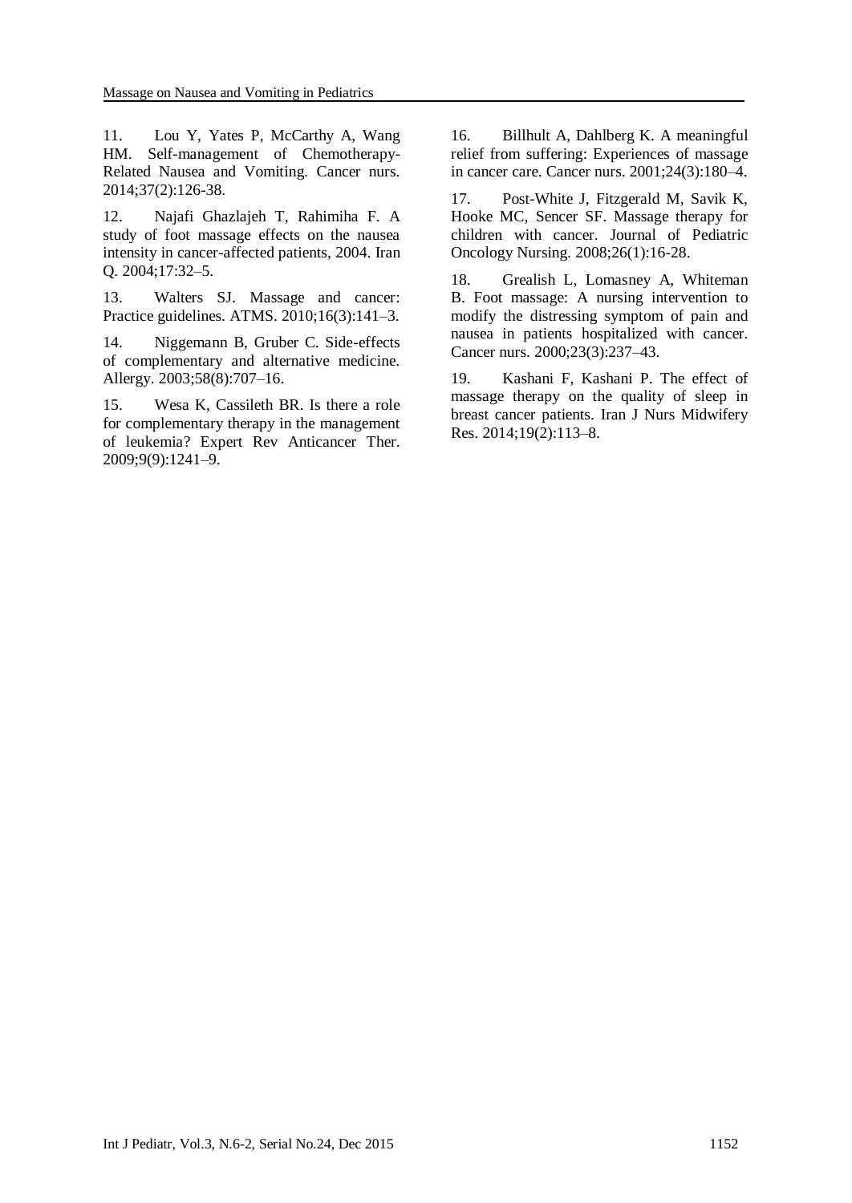11. Lou Y, Yates P, McCarthy A, Wang HM. Self-management of Chemotherapy-Related Nausea and Vomiting. Cancer nurs. 2014;37(2):126-38.

12. Najafi Ghazlajeh T, Rahimiha F. A study of foot massage effects on the nausea intensity in cancer-affected patients, 2004. Iran Q. 2004;17:32–5.

13. Walters SJ. Massage and cancer: Practice guidelines. ATMS. 2010;16(3):141–3.

14. Niggemann B, Gruber C. Side-effects of complementary and alternative medicine. Allergy. 2003;58(8):707–16.

15. Wesa K, Cassileth BR. Is there a role for complementary therapy in the management of leukemia? Expert Rev Anticancer Ther. 2009;9(9):1241–9.

16. Billhult A, Dahlberg K. A meaningful relief from suffering: Experiences of massage in cancer care. Cancer nurs. 2001;24(3):180–4.

17. Post-White J, Fitzgerald M, Savik K, Hooke MC, Sencer SF. Massage therapy for children with cancer. Journal of Pediatric Oncology Nursing. 2008;26(1):16-28.

18. Grealish L, Lomasney A, Whiteman B. Foot massage: A nursing intervention to modify the distressing symptom of pain and nausea in patients hospitalized with cancer. Cancer nurs. 2000;23(3):237–43.

19. Kashani F, Kashani P. The effect of massage therapy on the quality of sleep in breast cancer patients. Iran J Nurs Midwifery Res. 2014;19(2):113–8.